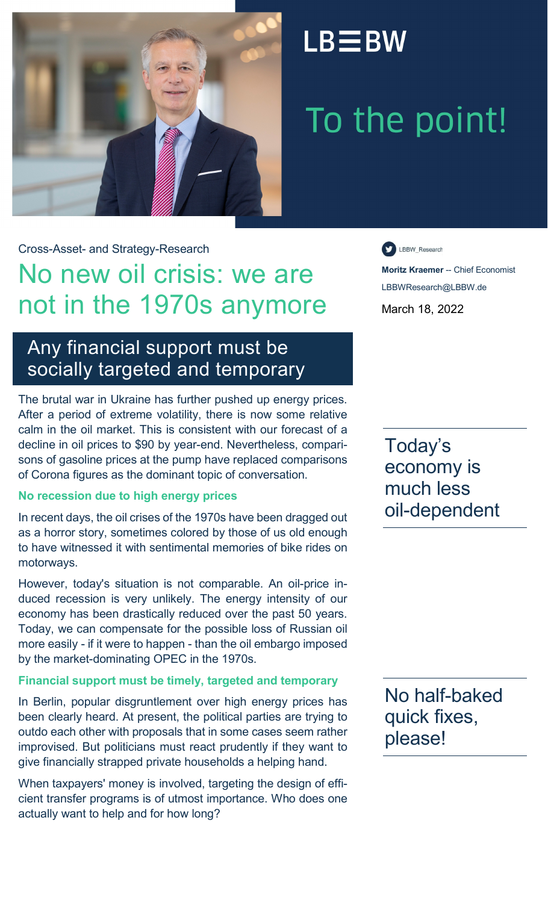LB≡BW

# To the point!

Cross-Asset- and Strategy-Research

LBBW_Research

**Moritz Kraemer** -- Chief Economist
LBBWResearch@LBBW.de

March 18, 2022

# No new oil crisis: we are not in the 1970s anymore

## Any financial support must be socially targeted and temporary

The brutal war in Ukraine has further pushed up energy prices. After a period of extreme volatility, there is now some relative calm in the oil market. This is consistent with our forecast of a decline in oil prices to $90 by year-end. Nevertheless, comparisons of gasoline prices at the pump have replaced comparisons of Corona figures as the dominant topic of conversation.

### No recession due to high energy prices

In recent days, the oil crises of the 1970s have been dragged out as a horror story, sometimes colored by those of us old enough to have witnessed it with sentimental memories of bike rides on motorways.

> Today's economy is much less oil-dependent

However, today's situation is not comparable. An oil-price induced recession is very unlikely. The energy intensity of our economy has been drastically reduced over the past 50 years. Today, we can compensate for the possible loss of Russian oil more easily - if it were to happen - than the oil embargo imposed by the market-dominating OPEC in the 1970s.

### Financial support must be timely, targeted and temporary

> No half-baked quick fixes, please!

In Berlin, popular disgruntlement over high energy prices has been clearly heard. At present, the political parties are trying to outdo each other with proposals that in some cases seem rather improvised. But politicians must react prudently if they want to give financially strapped private households a helping hand.

When taxpayers' money is involved, targeting the design of efficient transfer programs is of utmost importance. Who does one actually want to help and for how long?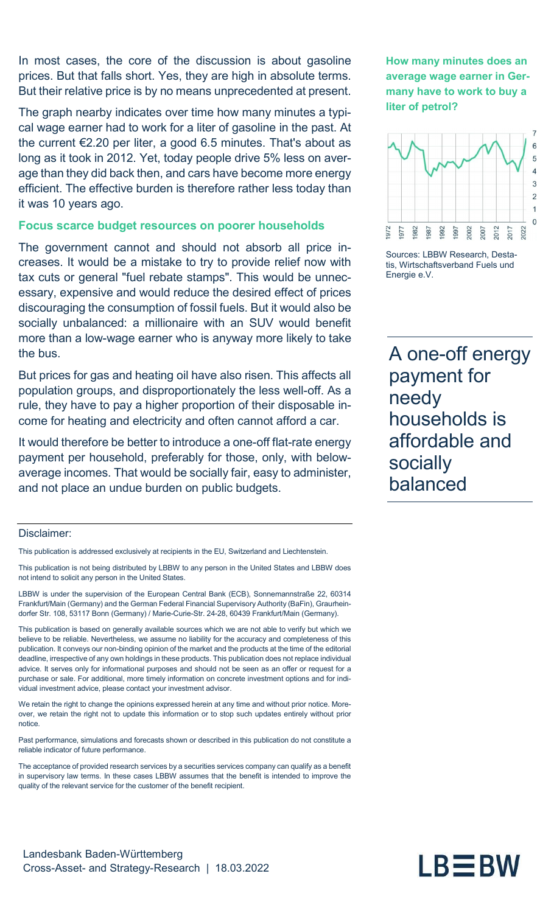In most cases, the core of the discussion is about gasoline prices. But that falls short. Yes, they are high in absolute terms. But their relative price is by no means unprecedented at present.

The graph nearby indicates over time how many minutes a typical wage earner had to work for a liter of gasoline in the past. At the current €2.20 per liter, a good 6.5 minutes. That's about as long as it took in 2012. Yet, today people drive 5% less on average than they did back then, and cars have become more energy efficient. The effective burden is therefore rather less today than it was 10 years ago.

### Focus scarce budget resources on poorer households

The government cannot and should not absorb all price increases. It would be a mistake to try to provide relief now with tax cuts or general "fuel rebate stamps". This would be unnecessary, expensive and would reduce the desired effect of prices discouraging the consumption of fossil fuels. But it would also be socially unbalanced: a millionaire with an SUV would benefit more than a low-wage earner who is anyway more likely to take the bus.

But prices for gas and heating oil have also risen. This affects all population groups, and disproportionately the less well-off. As a rule, they have to pay a higher proportion of their disposable income for heating and electricity and often cannot afford a car.

It would therefore be better to introduce a one-off flat-rate energy payment per household, preferably for those, only, with below-average incomes. That would be socially fair, easy to administer, and not place an undue burden on public budgets.

**How many minutes does an average wage earner in Germany have to work to buy a liter of petrol?**

7
6
5
4
3
2
1
0

1972 1977 1982 1987 1992 1997 2002 2007 2012 2017 2022

Sources: LBBW Research, Destatis, Wirtschaftsverband Fuels und Energie e.V.

> A one-off energy payment for needy households is affordable and socially balanced

Disclaimer:

This publication is addressed exclusively at recipients in the EU, Switzerland and Liechtenstein.

This publication is not being distributed by LBBW to any person in the United States and LBBW does not intend to solicit any person in the United States.

LBBW is under the supervision of the European Central Bank (ECB), Sonnemannstraße 22, 60314 Frankfurt/Main (Germany) and the German Federal Financial Supervisory Authority (BaFin), Graurheindorfer Str. 108, 53117 Bonn (Germany) / Marie-Curie-Str. 24-28, 60439 Frankfurt/Main (Germany).

This publication is based on generally available sources which we are not able to verify but which we believe to be reliable. Nevertheless, we assume no liability for the accuracy and completeness of this publication. It conveys our non-binding opinion of the market and the products at the time of the editorial deadline, irrespective of any own holdings in these products. This publication does not replace individual advice. It serves only for informational purposes and should not be seen as an offer or request for a purchase or sale. For additional, more timely information on concrete investment options and for individual investment advice, please contact your investment advisor.

We retain the right to change the opinions expressed herein at any time and without prior notice. Moreover, we retain the right not to update this information or to stop such updates entirely without prior notice.

Past performance, simulations and forecasts shown or described in this publication do not constitute a reliable indicator of future performance.

The acceptance of provided research services by a securities services company can qualify as a benefit in supervisory law terms. In these cases LBBW assumes that the benefit is intended to improve the quality of the relevant service for the customer of the benefit recipient.

Landesbank Baden-Württemberg
Cross-Asset- and Strategy-Research | 18.03.2022